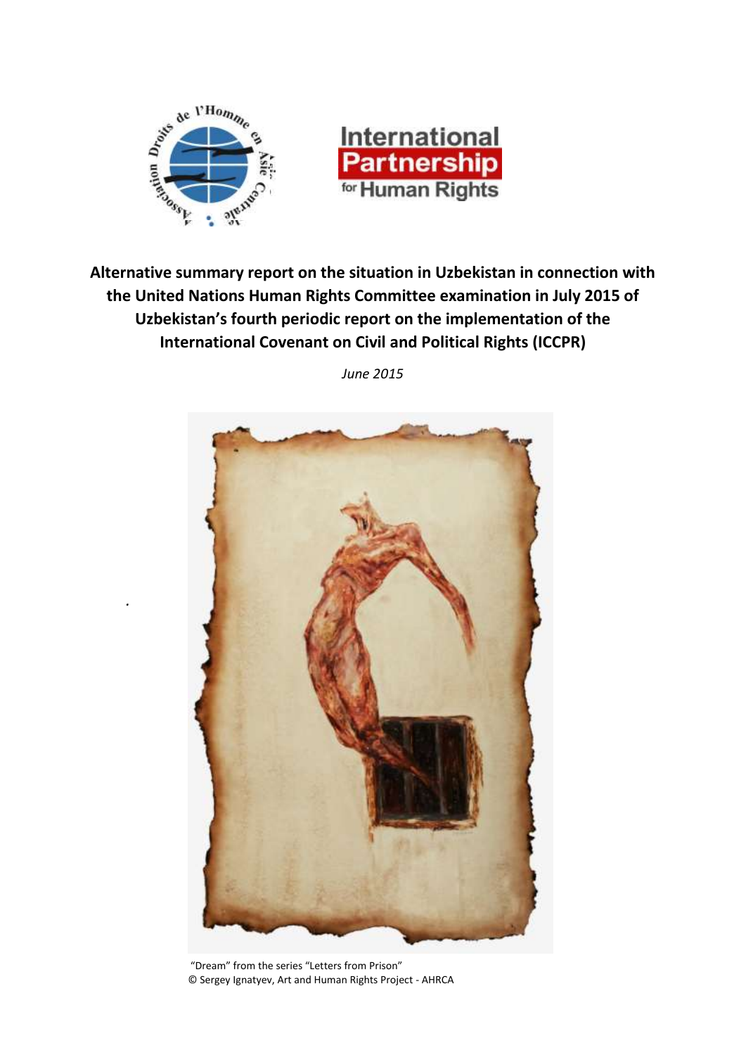# Alternative summary report on the situation in Uzbekistan in connection with the United Nations Human Rights Committee examination in July 2015 of Uzbekistan's fourth periodic report on the implementation of the International Covenant on Civil and Political Rights (ICCPR)

*June 2015*

"Dream" from the series "Letters from Prison"
© Sergey Ignatyev, Art and Human Rights Project - AHRCA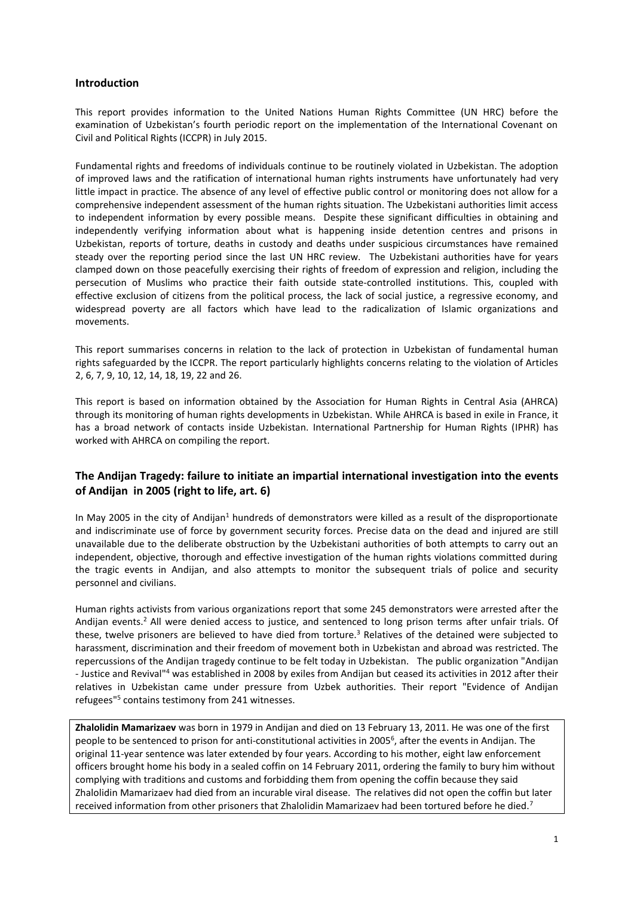## Introduction

This report provides information to the United Nations Human Rights Committee (UN HRC) before the examination of Uzbekistan's fourth periodic report on the implementation of the International Covenant on Civil and Political Rights (ICCPR) in July 2015.

Fundamental rights and freedoms of individuals continue to be routinely violated in Uzbekistan. The adoption of improved laws and the ratification of international human rights instruments have unfortunately had very little impact in practice. The absence of any level of effective public control or monitoring does not allow for a comprehensive independent assessment of the human rights situation. The Uzbekistani authorities limit access to independent information by every possible means. Despite these significant difficulties in obtaining and independently verifying information about what is happening inside detention centres and prisons in Uzbekistan, reports of torture, deaths in custody and deaths under suspicious circumstances have remained steady over the reporting period since the last UN HRC review. The Uzbekistani authorities have for years clamped down on those peacefully exercising their rights of freedom of expression and religion, including the persecution of Muslims who practice their faith outside state-controlled institutions. This, coupled with effective exclusion of citizens from the political process, the lack of social justice, a regressive economy, and widespread poverty are all factors which have lead to the radicalization of Islamic organizations and movements.

This report summarises concerns in relation to the lack of protection in Uzbekistan of fundamental human rights safeguarded by the ICCPR. The report particularly highlights concerns relating to the violation of Articles 2, 6, 7, 9, 10, 12, 14, 18, 19, 22 and 26.

This report is based on information obtained by the Association for Human Rights in Central Asia (AHRCA) through its monitoring of human rights developments in Uzbekistan. While AHRCA is based in exile in France, it has a broad network of contacts inside Uzbekistan. International Partnership for Human Rights (IPHR) has worked with AHRCA on compiling the report.

## The Andijan Tragedy: failure to initiate an impartial international investigation into the events of Andijan in 2005 (right to life, art. 6)

In May 2005 in the city of Andijan[1] hundreds of demonstrators were killed as a result of the disproportionate and indiscriminate use of force by government security forces. Precise data on the dead and injured are still unavailable due to the deliberate obstruction by the Uzbekistani authorities of both attempts to carry out an independent, objective, thorough and effective investigation of the human rights violations committed during the tragic events in Andijan, and also attempts to monitor the subsequent trials of police and security personnel and civilians.

Human rights activists from various organizations report that some 245 demonstrators were arrested after the Andijan events.[2] All were denied access to justice, and sentenced to long prison terms after unfair trials. Of these, twelve prisoners are believed to have died from torture.[3] Relatives of the detained were subjected to harassment, discrimination and their freedom of movement both in Uzbekistan and abroad was restricted. The repercussions of the Andijan tragedy continue to be felt today in Uzbekistan. The public organization "Andijan - Justice and Revival"[4] was established in 2008 by exiles from Andijan but ceased its activities in 2012 after their relatives in Uzbekistan came under pressure from Uzbek authorities. Their report "Evidence of Andijan refugees"[5] contains testimony from 241 witnesses.

**Zhalolidin Mamarizaev** was born in 1979 in Andijan and died on 13 February 13, 2011. He was one of the first people to be sentenced to prison for anti-constitutional activities in 2005[6], after the events in Andijan. The original 11-year sentence was later extended by four years. According to his mother, eight law enforcement officers brought home his body in a sealed coffin on 14 February 2011, ordering the family to bury him without complying with traditions and customs and forbidding them from opening the coffin because they said Zhalolidin Mamarizaev had died from an incurable viral disease. The relatives did not open the coffin but later received information from other prisoners that Zhalolidin Mamarizaev had been tortured before he died.[7]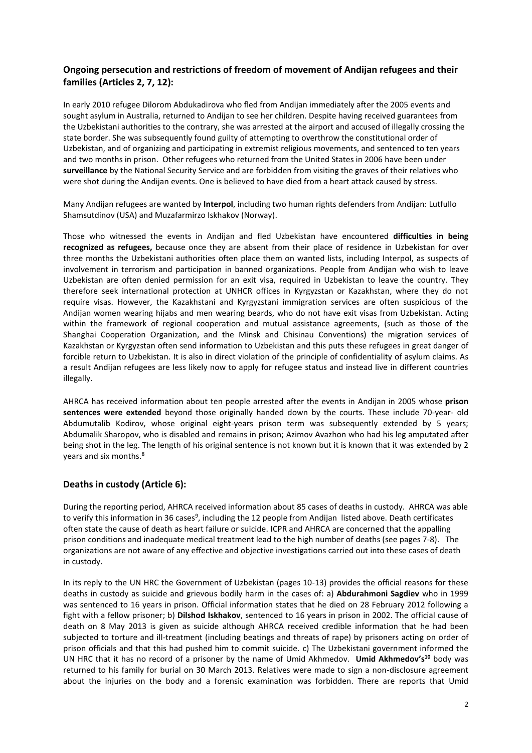## Ongoing persecution and restrictions of freedom of movement of Andijan refugees and their families (Articles 2, 7, 12):

In early 2010 refugee Dilorom Abdukadirova who fled from Andijan immediately after the 2005 events and sought asylum in Australia, returned to Andijan to see her children. Despite having received guarantees from the Uzbekistani authorities to the contrary, she was arrested at the airport and accused of illegally crossing the state border. She was subsequently found guilty of attempting to overthrow the constitutional order of Uzbekistan, and of organizing and participating in extremist religious movements, and sentenced to ten years and two months in prison. Other refugees who returned from the United States in 2006 have been under **surveillance** by the National Security Service and are forbidden from visiting the graves of their relatives who were shot during the Andijan events. One is believed to have died from a heart attack caused by stress.

Many Andijan refugees are wanted by **Interpol**, including two human rights defenders from Andijan: Lutfullo Shamsutdinov (USA) and Muzafarmirzo Iskhakov (Norway).

Those who witnessed the events in Andijan and fled Uzbekistan have encountered **difficulties in being recognized as refugees,** because once they are absent from their place of residence in Uzbekistan for over three months the Uzbekistani authorities often place them on wanted lists, including Interpol, as suspects of involvement in terrorism and participation in banned organizations. People from Andijan who wish to leave Uzbekistan are often denied permission for an exit visa, required in Uzbekistan to leave the country. They therefore seek international protection at UNHCR offices in Kyrgyzstan or Kazakhstan, where they do not require visas. However, the Kazakhstani and Kyrgyzstani immigration services are often suspicious of the Andijan women wearing hijabs and men wearing beards, who do not have exit visas from Uzbekistan. Acting within the framework of regional cooperation and mutual assistance agreements, (such as those of the Shanghai Cooperation Organization, and the Minsk and Chisinau Conventions) the migration services of Kazakhstan or Kyrgyzstan often send information to Uzbekistan and this puts these refugees in great danger of forcible return to Uzbekistan. It is also in direct violation of the principle of confidentiality of asylum claims. As a result Andijan refugees are less likely now to apply for refugee status and instead live in different countries illegally.

AHRCA has received information about ten people arrested after the events in Andijan in 2005 whose **prison sentences were extended** beyond those originally handed down by the courts. These include 70-year- old Abdumutalib Kodirov, whose original eight-years prison term was subsequently extended by 5 years; Abdumalik Sharopov, who is disabled and remains in prison; Azimov Avazhon who had his leg amputated after being shot in the leg. The length of his original sentence is not known but it is known that it was extended by 2 years and six months.[8]

## Deaths in custody (Article 6):

During the reporting period, AHRCA received information about 85 cases of deaths in custody. AHRCA was able to verify this information in 36 cases[9], including the 12 people from Andijan listed above. Death certificates often state the cause of death as heart failure or suicide. ICPR and AHRCA are concerned that the appalling prison conditions and inadequate medical treatment lead to the high number of deaths (see pages 7-8). The organizations are not aware of any effective and objective investigations carried out into these cases of death in custody.

In its reply to the UN HRC the Government of Uzbekistan (pages 10-13) provides the official reasons for these deaths in custody as suicide and grievous bodily harm in the cases of: a) **Abdurahmoni Sagdiev** who in 1999 was sentenced to 16 years in prison. Official information states that he died on 28 February 2012 following a fight with a fellow prisoner; b) **Dilshod Iskhakov**, sentenced to 16 years in prison in 2002. The official cause of death on 8 May 2013 is given as suicide although AHRCA received credible information that he had been subjected to torture and ill-treatment (including beatings and threats of rape) by prisoners acting on order of prison officials and that this had pushed him to commit suicide. c) The Uzbekistani government informed the UN HRC that it has no record of a prisoner by the name of Umid Akhmedov. **Umid Akhmedov's**[10] body was returned to his family for burial on 30 March 2013. Relatives were made to sign a non-disclosure agreement about the injuries on the body and a forensic examination was forbidden. There are reports that Umid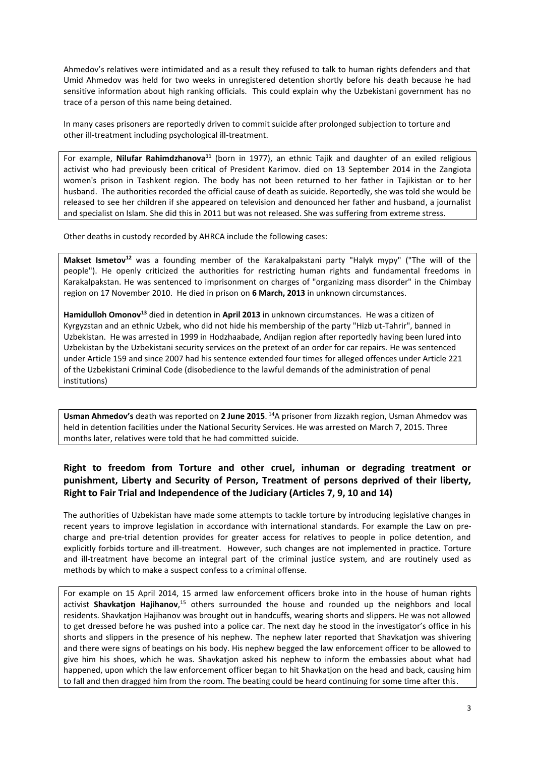Ahmedov's relatives were intimidated and as a result they refused to talk to human rights defenders and that Umid Ahmedov was held for two weeks in unregistered detention shortly before his death because he had sensitive information about high ranking officials. This could explain why the Uzbekistani government has no trace of a person of this name being detained.

In many cases prisoners are reportedly driven to commit suicide after prolonged subjection to torture and other ill-treatment including psychological ill-treatment.

For example, **Nilufar Rahimdzhanova**[11] (born in 1977), an ethnic Tajik and daughter of an exiled religious activist who had previously been critical of President Karimov. died on 13 September 2014 in the Zangiota women's prison in Tashkent region. The body has not been returned to her father in Tajikistan or to her husband. The authorities recorded the official cause of death as suicide. Reportedly, she was told she would be released to see her children if she appeared on television and denounced her father and husband, a journalist and specialist on Islam. She did this in 2011 but was not released. She was suffering from extreme stress.

Other deaths in custody recorded by AHRCA include the following cases:

**Makset Ismetov**[12] was a founding member of the Karakalpakstani party "Halyk mypy" ("The will of the people"). He openly criticized the authorities for restricting human rights and fundamental freedoms in Karakalpakstan. He was sentenced to imprisonment on charges of "organizing mass disorder" in the Chimbay region on 17 November 2010. He died in prison on **6 March, 2013** in unknown circumstances.

**Hamidulloh Omonov**[13] died in detention in **April 2013** in unknown circumstances. He was a citizen of Kyrgyzstan and an ethnic Uzbek, who did not hide his membership of the party "Hizb ut-Tahrir", banned in Uzbekistan. He was arrested in 1999 in Hodzhaabade, Andijan region after reportedly having been lured into Uzbekistan by the Uzbekistani security services on the pretext of an order for car repairs. He was sentenced under Article 159 and since 2007 had his sentence extended four times for alleged offences under Article 221 of the Uzbekistani Criminal Code (disobedience to the lawful demands of the administration of penal institutions)

**Usman Ahmedov's** death was reported on **2 June 2015**. [14]A prisoner from Jizzakh region, Usman Ahmedov was held in detention facilities under the National Security Services. He was arrested on March 7, 2015. Three months later, relatives were told that he had committed suicide.

## Right to freedom from Torture and other cruel, inhuman or degrading treatment or punishment, Liberty and Security of Person, Treatment of persons deprived of their liberty, Right to Fair Trial and Independence of the Judiciary (Articles 7, 9, 10 and 14)

The authorities of Uzbekistan have made some attempts to tackle torture by introducing legislative changes in recent years to improve legislation in accordance with international standards. For example the Law on pre-charge and pre-trial detention provides for greater access for relatives to people in police detention, and explicitly forbids torture and ill-treatment. However, such changes are not implemented in practice. Torture and ill-treatment have become an integral part of the criminal justice system, and are routinely used as methods by which to make a suspect confess to a criminal offense.

For example on 15 April 2014, 15 armed law enforcement officers broke into in the house of human rights activist **Shavkatjon Hajihanov**,[15] others surrounded the house and rounded up the neighbors and local residents. Shavkatjon Hajihanov was brought out in handcuffs, wearing shorts and slippers. He was not allowed to get dressed before he was pushed into a police car. The next day he stood in the investigator's office in his shorts and slippers in the presence of his nephew. The nephew later reported that Shavkatjon was shivering and there were signs of beatings on his body. His nephew begged the law enforcement officer to be allowed to give him his shoes, which he was. Shavkatjon asked his nephew to inform the embassies about what had happened, upon which the law enforcement officer began to hit Shavkatjon on the head and back, causing him to fall and then dragged him from the room. The beating could be heard continuing for some time after this.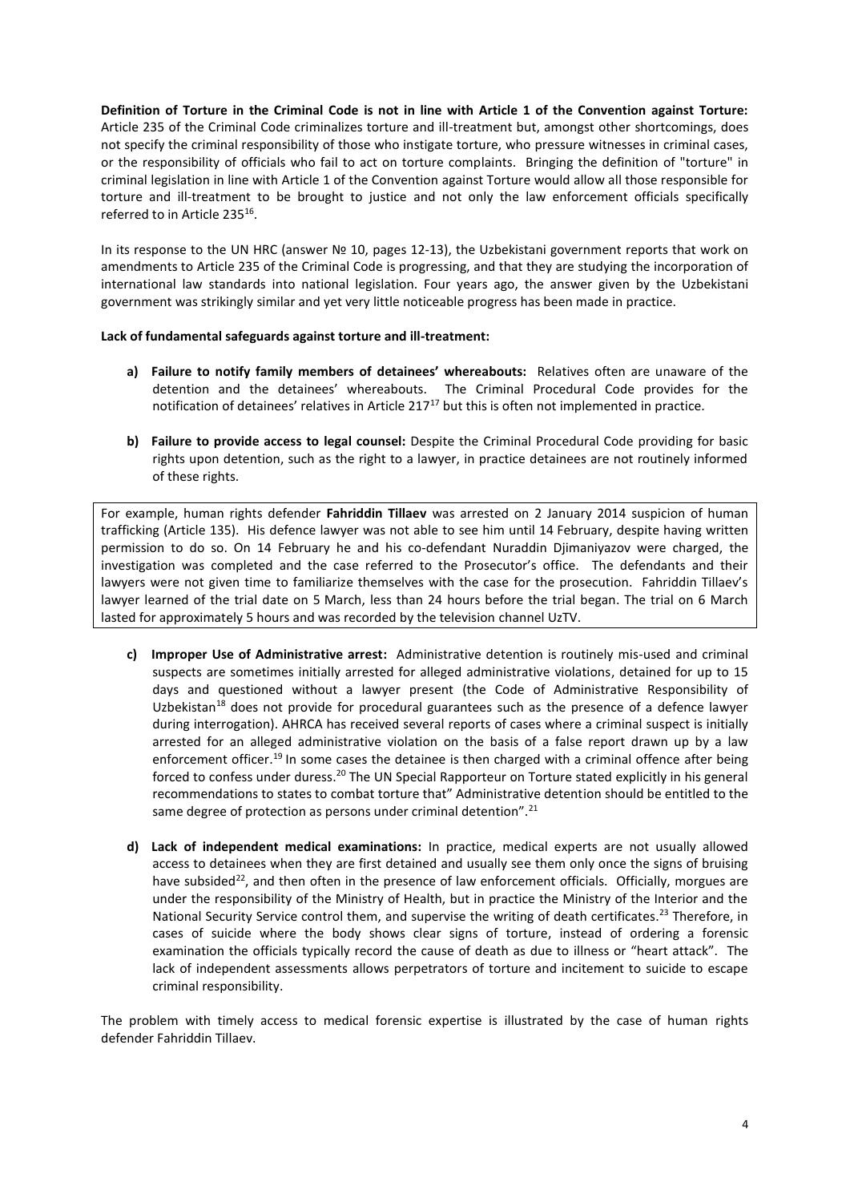**Definition of Torture in the Criminal Code is not in line with Article 1 of the Convention against Torture:** Article 235 of the Criminal Code criminalizes torture and ill-treatment but, amongst other shortcomings, does not specify the criminal responsibility of those who instigate torture, who pressure witnesses in criminal cases, or the responsibility of officials who fail to act on torture complaints. Bringing the definition of "torture" in criminal legislation in line with Article 1 of the Convention against Torture would allow all those responsible for torture and ill-treatment to be brought to justice and not only the law enforcement officials specifically referred to in Article 235[16].

In its response to the UN HRC (answer № 10, pages 12-13), the Uzbekistani government reports that work on amendments to Article 235 of the Criminal Code is progressing, and that they are studying the incorporation of international law standards into national legislation. Four years ago, the answer given by the Uzbekistani government was strikingly similar and yet very little noticeable progress has been made in practice.

**Lack of fundamental safeguards against torture and ill-treatment:**

a) **Failure to notify family members of detainees' whereabouts:** Relatives often are unaware of the detention and the detainees' whereabouts. The Criminal Procedural Code provides for the notification of detainees' relatives in Article 217[17] but this is often not implemented in practice.

b) **Failure to provide access to legal counsel:** Despite the Criminal Procedural Code providing for basic rights upon detention, such as the right to a lawyer, in practice detainees are not routinely informed of these rights.

For example, human rights defender **Fahriddin Tillaev** was arrested on 2 January 2014 suspicion of human trafficking (Article 135). His defence lawyer was not able to see him until 14 February, despite having written permission to do so. On 14 February he and his co-defendant Nuraddin Djimaniyazov were charged, the investigation was completed and the case referred to the Prosecutor's office. The defendants and their lawyers were not given time to familiarize themselves with the case for the prosecution. Fahriddin Tillaev's lawyer learned of the trial date on 5 March, less than 24 hours before the trial began. The trial on 6 March lasted for approximately 5 hours and was recorded by the television channel UzTV.

c) **Improper Use of Administrative arrest:** Administrative detention is routinely mis-used and criminal suspects are sometimes initially arrested for alleged administrative violations, detained for up to 15 days and questioned without a lawyer present (the Code of Administrative Responsibility of Uzbekistan[18] does not provide for procedural guarantees such as the presence of a defence lawyer during interrogation). AHRCA has received several reports of cases where a criminal suspect is initially arrested for an alleged administrative violation on the basis of a false report drawn up by a law enforcement officer.[19] In some cases the detainee is then charged with a criminal offence after being forced to confess under duress.[20] The UN Special Rapporteur on Torture stated explicitly in his general recommendations to states to combat torture that" Administrative detention should be entitled to the same degree of protection as persons under criminal detention".[21]

d) **Lack of independent medical examinations:** In practice, medical experts are not usually allowed access to detainees when they are first detained and usually see them only once the signs of bruising have subsided[22], and then often in the presence of law enforcement officials. Officially, morgues are under the responsibility of the Ministry of Health, but in practice the Ministry of the Interior and the National Security Service control them, and supervise the writing of death certificates.[23] Therefore, in cases of suicide where the body shows clear signs of torture, instead of ordering a forensic examination the officials typically record the cause of death as due to illness or "heart attack". The lack of independent assessments allows perpetrators of torture and incitement to suicide to escape criminal responsibility.

The problem with timely access to medical forensic expertise is illustrated by the case of human rights defender Fahriddin Tillaev.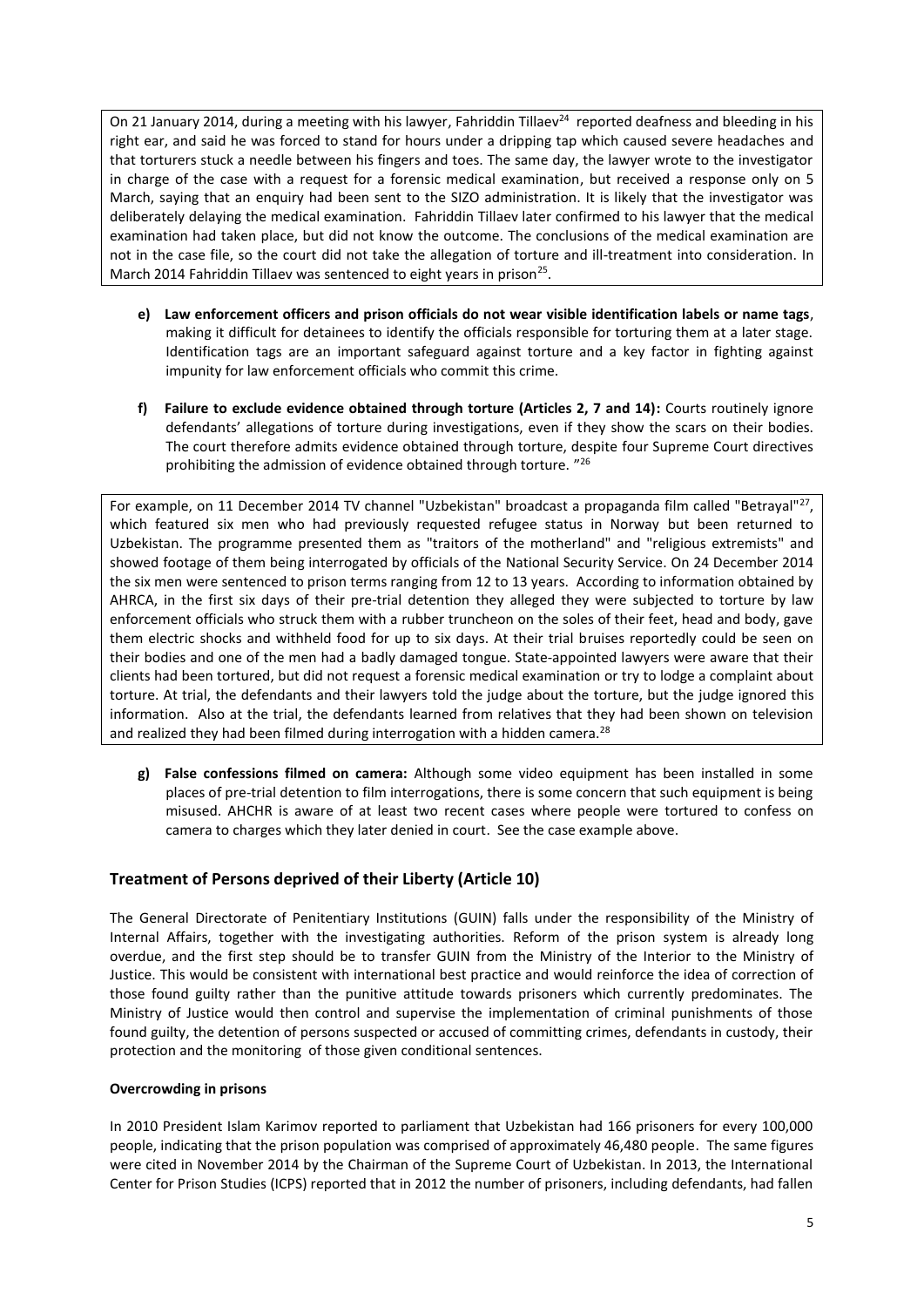On 21 January 2014, during a meeting with his lawyer, Fahriddin Tillaev[24] reported deafness and bleeding in his right ear, and said he was forced to stand for hours under a dripping tap which caused severe headaches and that torturers stuck a needle between his fingers and toes. The same day, the lawyer wrote to the investigator in charge of the case with a request for a forensic medical examination, but received a response only on 5 March, saying that an enquiry had been sent to the SIZO administration. It is likely that the investigator was deliberately delaying the medical examination. Fahriddin Tillaev later confirmed to his lawyer that the medical examination had taken place, but did not know the outcome. The conclusions of the medical examination are not in the case file, so the court did not take the allegation of torture and ill-treatment into consideration. In March 2014 Fahriddin Tillaev was sentenced to eight years in prison[25].

e) **Law enforcement officers and prison officials do not wear visible identification labels or name tags**, making it difficult for detainees to identify the officials responsible for torturing them at a later stage. Identification tags are an important safeguard against torture and a key factor in fighting against impunity for law enforcement officials who commit this crime.

f) **Failure to exclude evidence obtained through torture (Articles 2, 7 and 14):** Courts routinely ignore defendants' allegations of torture during investigations, even if they show the scars on their bodies. The court therefore admits evidence obtained through torture, despite four Supreme Court directives prohibiting the admission of evidence obtained through torture. "[26]

For example, on 11 December 2014 TV channel "Uzbekistan" broadcast a propaganda film called "Betrayal"[27], which featured six men who had previously requested refugee status in Norway but been returned to Uzbekistan. The programme presented them as "traitors of the motherland" and "religious extremists" and showed footage of them being interrogated by officials of the National Security Service. On 24 December 2014 the six men were sentenced to prison terms ranging from 12 to 13 years. According to information obtained by AHRCA, in the first six days of their pre-trial detention they alleged they were subjected to torture by law enforcement officials who struck them with a rubber truncheon on the soles of their feet, head and body, gave them electric shocks and withheld food for up to six days. At their trial bruises reportedly could be seen on their bodies and one of the men had a badly damaged tongue. State-appointed lawyers were aware that their clients had been tortured, but did not request a forensic medical examination or try to lodge a complaint about torture. At trial, the defendants and their lawyers told the judge about the torture, but the judge ignored this information. Also at the trial, the defendants learned from relatives that they had been shown on television and realized they had been filmed during interrogation with a hidden camera.[28]

g) **False confessions filmed on camera:** Although some video equipment has been installed in some places of pre-trial detention to film interrogations, there is some concern that such equipment is being misused. AHCHR is aware of at least two recent cases where people were tortured to confess on camera to charges which they later denied in court. See the case example above.

## Treatment of Persons deprived of their Liberty (Article 10)

The General Directorate of Penitentiary Institutions (GUIN) falls under the responsibility of the Ministry of Internal Affairs, together with the investigating authorities. Reform of the prison system is already long overdue, and the first step should be to transfer GUIN from the Ministry of the Interior to the Ministry of Justice. This would be consistent with international best practice and would reinforce the idea of correction of those found guilty rather than the punitive attitude towards prisoners which currently predominates. The Ministry of Justice would then control and supervise the implementation of criminal punishments of those found guilty, the detention of persons suspected or accused of committing crimes, defendants in custody, their protection and the monitoring of those given conditional sentences.

**Overcrowding in prisons**

In 2010 President Islam Karimov reported to parliament that Uzbekistan had 166 prisoners for every 100,000 people, indicating that the prison population was comprised of approximately 46,480 people. The same figures were cited in November 2014 by the Chairman of the Supreme Court of Uzbekistan. In 2013, the International Center for Prison Studies (ICPS) reported that in 2012 the number of prisoners, including defendants, had fallen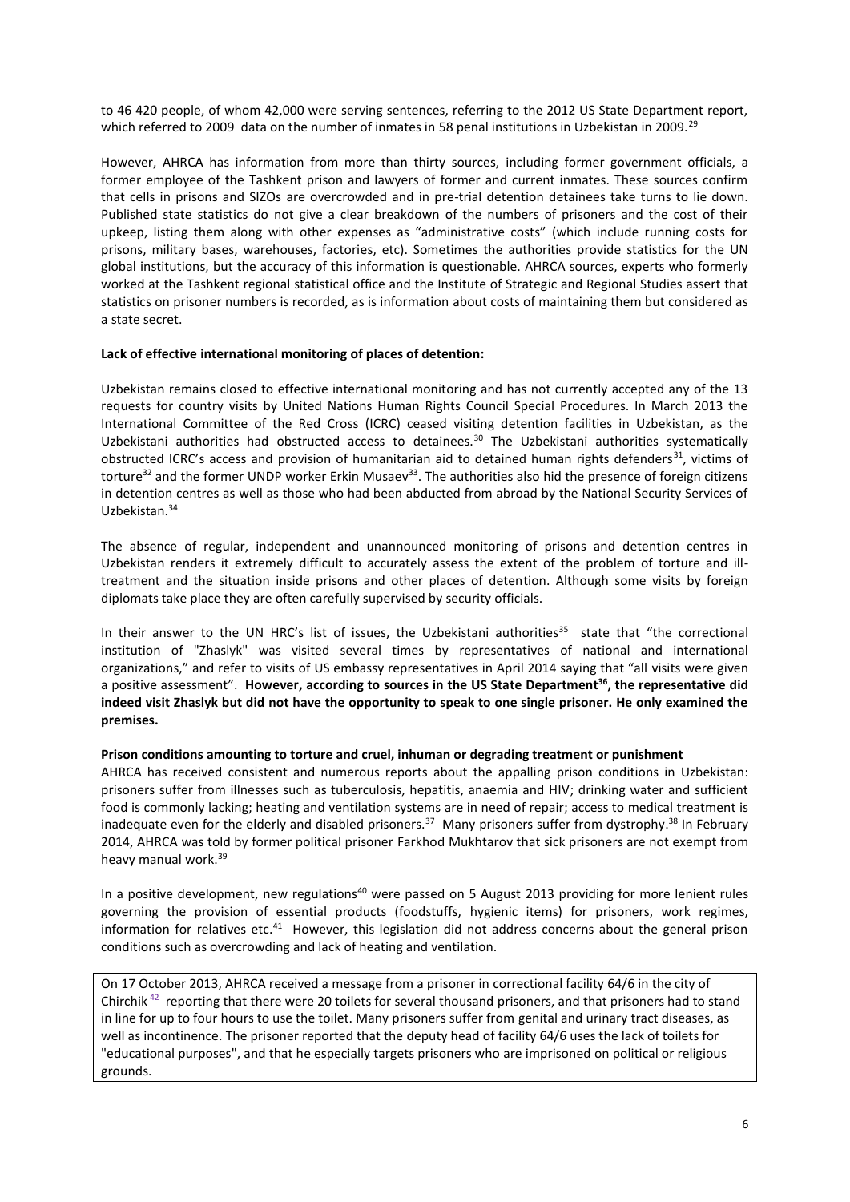to 46 420 people, of whom 42,000 were serving sentences, referring to the 2012 US State Department report, which referred to 2009 data on the number of inmates in 58 penal institutions in Uzbekistan in 2009.[29]

However, AHRCA has information from more than thirty sources, including former government officials, a former employee of the Tashkent prison and lawyers of former and current inmates. These sources confirm that cells in prisons and SIZOs are overcrowded and in pre-trial detention detainees take turns to lie down. Published state statistics do not give a clear breakdown of the numbers of prisoners and the cost of their upkeep, listing them along with other expenses as "administrative costs" (which include running costs for prisons, military bases, warehouses, factories, etc). Sometimes the authorities provide statistics for the UN global institutions, but the accuracy of this information is questionable. AHRCA sources, experts who formerly worked at the Tashkent regional statistical office and the Institute of Strategic and Regional Studies assert that statistics on prisoner numbers is recorded, as is information about costs of maintaining them but considered as a state secret.

**Lack of effective international monitoring of places of detention:**

Uzbekistan remains closed to effective international monitoring and has not currently accepted any of the 13 requests for country visits by United Nations Human Rights Council Special Procedures. In March 2013 the International Committee of the Red Cross (ICRC) ceased visiting detention facilities in Uzbekistan, as the Uzbekistani authorities had obstructed access to detainees.[30] The Uzbekistani authorities systematically obstructed ICRC's access and provision of humanitarian aid to detained human rights defenders[31], victims of torture[32] and the former UNDP worker Erkin Musaev[33]. The authorities also hid the presence of foreign citizens in detention centres as well as those who had been abducted from abroad by the National Security Services of Uzbekistan.[34]

The absence of regular, independent and unannounced monitoring of prisons and detention centres in Uzbekistan renders it extremely difficult to accurately assess the extent of the problem of torture and ill-treatment and the situation inside prisons and other places of detention. Although some visits by foreign diplomats take place they are often carefully supervised by security officials.

In their answer to the UN HRC's list of issues, the Uzbekistani authorities[35] state that "the correctional institution of "Zhaslyk" was visited several times by representatives of national and international organizations," and refer to visits of US embassy representatives in April 2014 saying that "all visits were given a positive assessment". **However, according to sources in the US State Department[36], the representative did indeed visit Zhaslyk but did not have the opportunity to speak to one single prisoner. He only examined the premises.**

**Prison conditions amounting to torture and cruel, inhuman or degrading treatment or punishment**

AHRCA has received consistent and numerous reports about the appalling prison conditions in Uzbekistan: prisoners suffer from illnesses such as tuberculosis, hepatitis, anaemia and HIV; drinking water and sufficient food is commonly lacking; heating and ventilation systems are in need of repair; access to medical treatment is inadequate even for the elderly and disabled prisoners.[37] Many prisoners suffer from dystrophy.[38] In February 2014, AHRCA was told by former political prisoner Farkhod Mukhtarov that sick prisoners are not exempt from heavy manual work.[39]

In a positive development, new regulations[40] were passed on 5 August 2013 providing for more lenient rules governing the provision of essential products (foodstuffs, hygienic items) for prisoners, work regimes, information for relatives etc.[41] However, this legislation did not address concerns about the general prison conditions such as overcrowding and lack of heating and ventilation.

On 17 October 2013, AHRCA received a message from a prisoner in correctional facility 64/6 in the city of Chirchik[42] reporting that there were 20 toilets for several thousand prisoners, and that prisoners had to stand in line for up to four hours to use the toilet. Many prisoners suffer from genital and urinary tract diseases, as well as incontinence. The prisoner reported that the deputy head of facility 64/6 uses the lack of toilets for "educational purposes", and that he especially targets prisoners who are imprisoned on political or religious grounds.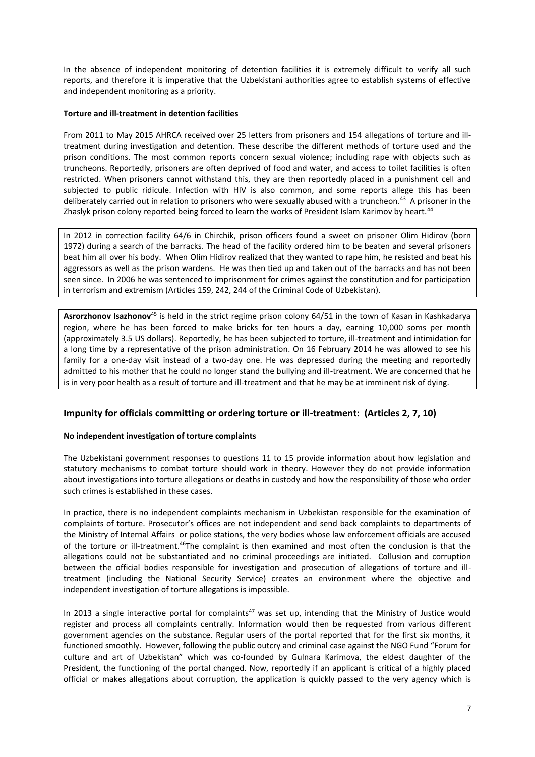In the absence of independent monitoring of detention facilities it is extremely difficult to verify all such reports, and therefore it is imperative that the Uzbekistani authorities agree to establish systems of effective and independent monitoring as a priority.

**Torture and ill-treatment in detention facilities**

From 2011 to May 2015 AHRCA received over 25 letters from prisoners and 154 allegations of torture and ill-treatment during investigation and detention. These describe the different methods of torture used and the prison conditions. The most common reports concern sexual violence; including rape with objects such as truncheons. Reportedly, prisoners are often deprived of food and water, and access to toilet facilities is often restricted. When prisoners cannot withstand this, they are then reportedly placed in a punishment cell and subjected to public ridicule. Infection with HIV is also common, and some reports allege this has been deliberately carried out in relation to prisoners who were sexually abused with a truncheon.[43] A prisoner in the Zhaslyk prison colony reported being forced to learn the works of President Islam Karimov by heart.[44]

In 2012 in correction facility 64/6 in Chirchik, prison officers found a sweet on prisoner Olim Hidirov (born 1972) during a search of the barracks. The head of the facility ordered him to be beaten and several prisoners beat him all over his body. When Olim Hidirov realized that they wanted to rape him, he resisted and beat his aggressors as well as the prison wardens. He was then tied up and taken out of the barracks and has not been seen since. In 2006 he was sentenced to imprisonment for crimes against the constitution and for participation in terrorism and extremism (Articles 159, 242, 244 of the Criminal Code of Uzbekistan).

**Asrorzhonov Isazhonov**[45] is held in the strict regime prison colony 64/51 in the town of Kasan in Kashkadarya region, where he has been forced to make bricks for ten hours a day, earning 10,000 soms per month (approximately 3.5 US dollars). Reportedly, he has been subjected to torture, ill-treatment and intimidation for a long time by a representative of the prison administration. On 16 February 2014 he was allowed to see his family for a one-day visit instead of a two-day one. He was depressed during the meeting and reportedly admitted to his mother that he could no longer stand the bullying and ill-treatment. We are concerned that he is in very poor health as a result of torture and ill-treatment and that he may be at imminent risk of dying.

## Impunity for officials committing or ordering torture or ill-treatment: (Articles 2, 7, 10)

**No independent investigation of torture complaints**

The Uzbekistani government responses to questions 11 to 15 provide information about how legislation and statutory mechanisms to combat torture should work in theory. However they do not provide information about investigations into torture allegations or deaths in custody and how the responsibility of those who order such crimes is established in these cases.

In practice, there is no independent complaints mechanism in Uzbekistan responsible for the examination of complaints of torture. Prosecutor's offices are not independent and send back complaints to departments of the Ministry of Internal Affairs or police stations, the very bodies whose law enforcement officials are accused of the torture or ill-treatment.[46]The complaint is then examined and most often the conclusion is that the allegations could not be substantiated and no criminal proceedings are initiated. Collusion and corruption between the official bodies responsible for investigation and prosecution of allegations of torture and ill-treatment (including the National Security Service) creates an environment where the objective and independent investigation of torture allegations is impossible.

In 2013 a single interactive portal for complaints[47] was set up, intending that the Ministry of Justice would register and process all complaints centrally. Information would then be requested from various different government agencies on the substance. Regular users of the portal reported that for the first six months, it functioned smoothly. However, following the public outcry and criminal case against the NGO Fund "Forum for culture and art of Uzbekistan" which was co-founded by Gulnara Karimova, the eldest daughter of the President, the functioning of the portal changed. Now, reportedly if an applicant is critical of a highly placed official or makes allegations about corruption, the application is quickly passed to the very agency which is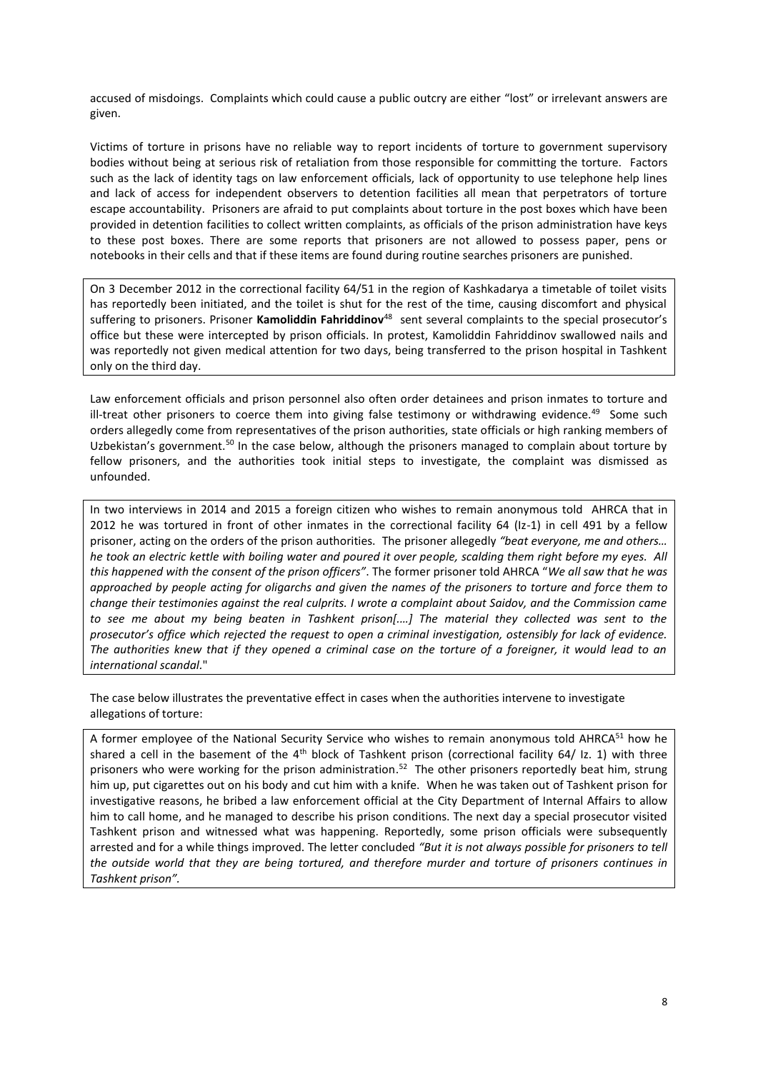accused of misdoings. Complaints which could cause a public outcry are either "lost" or irrelevant answers are given.

Victims of torture in prisons have no reliable way to report incidents of torture to government supervisory bodies without being at serious risk of retaliation from those responsible for committing the torture. Factors such as the lack of identity tags on law enforcement officials, lack of opportunity to use telephone help lines and lack of access for independent observers to detention facilities all mean that perpetrators of torture escape accountability. Prisoners are afraid to put complaints about torture in the post boxes which have been provided in detention facilities to collect written complaints, as officials of the prison administration have keys to these post boxes. There are some reports that prisoners are not allowed to possess paper, pens or notebooks in their cells and that if these items are found during routine searches prisoners are punished.

On 3 December 2012 in the correctional facility 64/51 in the region of Kashkadarya a timetable of toilet visits has reportedly been initiated, and the toilet is shut for the rest of the time, causing discomfort and physical suffering to prisoners. Prisoner **Kamoliddin Fahriddinov**[48] sent several complaints to the special prosecutor's office but these were intercepted by prison officials. In protest, Kamoliddin Fahriddinov swallowed nails and was reportedly not given medical attention for two days, being transferred to the prison hospital in Tashkent only on the third day.

Law enforcement officials and prison personnel also often order detainees and prison inmates to torture and ill-treat other prisoners to coerce them into giving false testimony or withdrawing evidence.[49] Some such orders allegedly come from representatives of the prison authorities, state officials or high ranking members of Uzbekistan's government.[50] In the case below, although the prisoners managed to complain about torture by fellow prisoners, and the authorities took initial steps to investigate, the complaint was dismissed as unfounded.

In two interviews in 2014 and 2015 a foreign citizen who wishes to remain anonymous told AHRCA that in 2012 he was tortured in front of other inmates in the correctional facility 64 (Iz-1) in cell 491 by a fellow prisoner, acting on the orders of the prison authorities. The prisoner allegedly *"beat everyone, me and others… he took an electric kettle with boiling water and poured it over people, scalding them right before my eyes. All this happened with the consent of the prison officers"*. The former prisoner told AHRCA "*We all saw that he was approached by people acting for oligarchs and given the names of the prisoners to torture and force them to change their testimonies against the real culprits. I wrote a complaint about Saidov, and the Commission came to see me about my being beaten in Tashkent prison[….] The material they collected was sent to the prosecutor's office which rejected the request to open a criminal investigation, ostensibly for lack of evidence. The authorities knew that if they opened a criminal case on the torture of a foreigner, it would lead to an international scandal.*"

The case below illustrates the preventative effect in cases when the authorities intervene to investigate allegations of torture:

A former employee of the National Security Service who wishes to remain anonymous told AHRCA[51] how he shared a cell in the basement of the 4th block of Tashkent prison (correctional facility 64/ Iz. 1) with three prisoners who were working for the prison administration.[52] The other prisoners reportedly beat him, strung him up, put cigarettes out on his body and cut him with a knife. When he was taken out of Tashkent prison for investigative reasons, he bribed a law enforcement official at the City Department of Internal Affairs to allow him to call home, and he managed to describe his prison conditions. The next day a special prosecutor visited Tashkent prison and witnessed what was happening. Reportedly, some prison officials were subsequently arrested and for a while things improved. The letter concluded *"But it is not always possible for prisoners to tell the outside world that they are being tortured, and therefore murder and torture of prisoners continues in Tashkent prison".*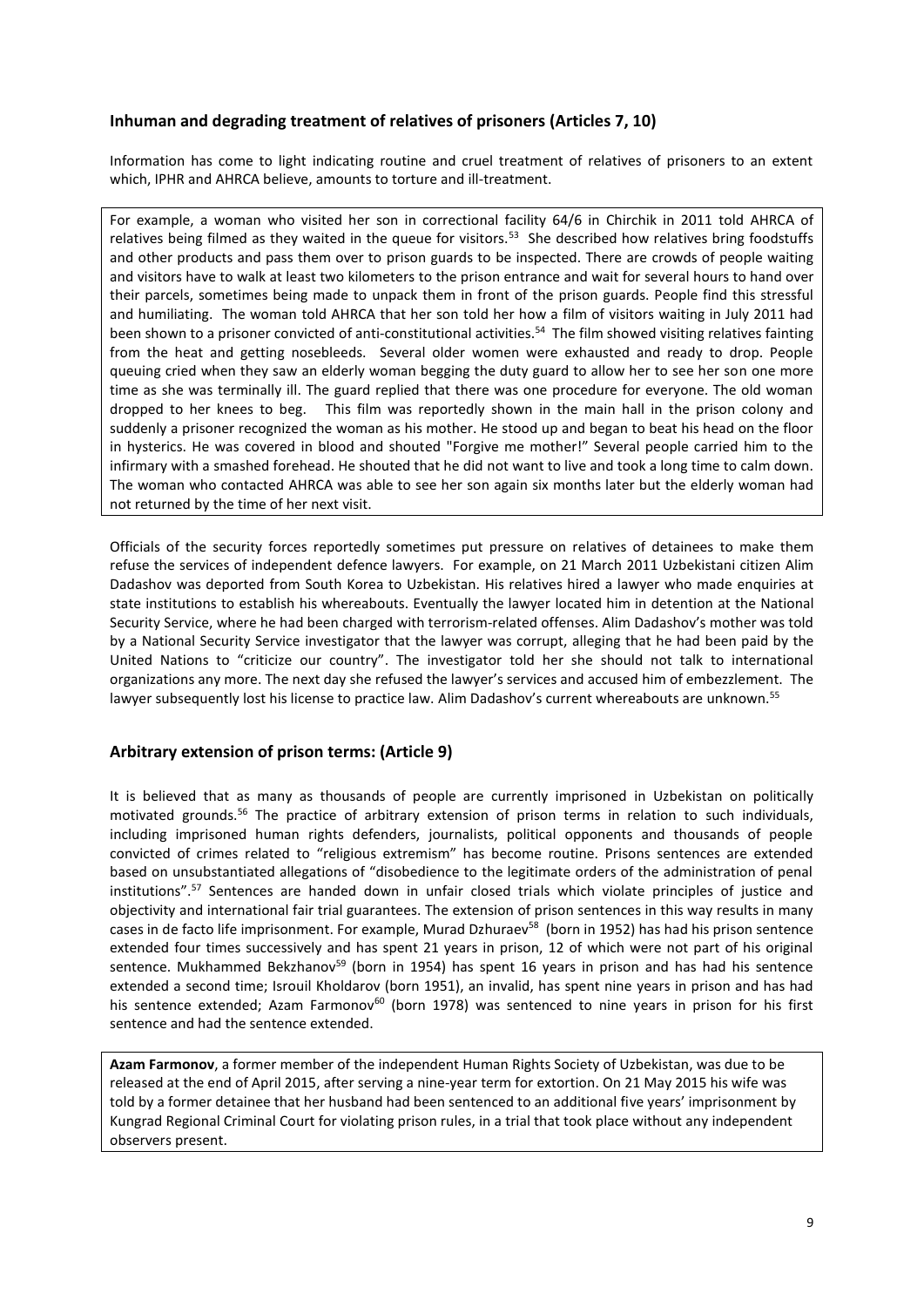## Inhuman and degrading treatment of relatives of prisoners (Articles 7, 10)

Information has come to light indicating routine and cruel treatment of relatives of prisoners to an extent which, IPHR and AHRCA believe, amounts to torture and ill-treatment.

For example, a woman who visited her son in correctional facility 64/6 in Chirchik in 2011 told AHRCA of relatives being filmed as they waited in the queue for visitors.[53] She described how relatives bring foodstuffs and other products and pass them over to prison guards to be inspected. There are crowds of people waiting and visitors have to walk at least two kilometers to the prison entrance and wait for several hours to hand over their parcels, sometimes being made to unpack them in front of the prison guards. People find this stressful and humiliating. The woman told AHRCA that her son told her how a film of visitors waiting in July 2011 had been shown to a prisoner convicted of anti-constitutional activities.[54] The film showed visiting relatives fainting from the heat and getting nosebleeds. Several older women were exhausted and ready to drop. People queuing cried when they saw an elderly woman begging the duty guard to allow her to see her son one more time as she was terminally ill. The guard replied that there was one procedure for everyone. The old woman dropped to her knees to beg. This film was reportedly shown in the main hall in the prison colony and suddenly a prisoner recognized the woman as his mother. He stood up and began to beat his head on the floor in hysterics. He was covered in blood and shouted "Forgive me mother!" Several people carried him to the infirmary with a smashed forehead. He shouted that he did not want to live and took a long time to calm down. The woman who contacted AHRCA was able to see her son again six months later but the elderly woman had not returned by the time of her next visit.

Officials of the security forces reportedly sometimes put pressure on relatives of detainees to make them refuse the services of independent defence lawyers. For example, on 21 March 2011 Uzbekistani citizen Alim Dadashov was deported from South Korea to Uzbekistan. His relatives hired a lawyer who made enquiries at state institutions to establish his whereabouts. Eventually the lawyer located him in detention at the National Security Service, where he had been charged with terrorism-related offenses. Alim Dadashov's mother was told by a National Security Service investigator that the lawyer was corrupt, alleging that he had been paid by the United Nations to "criticize our country". The investigator told her she should not talk to international organizations any more. The next day she refused the lawyer's services and accused him of embezzlement. The lawyer subsequently lost his license to practice law. Alim Dadashov's current whereabouts are unknown.[55]

## Arbitrary extension of prison terms: (Article 9)

It is believed that as many as thousands of people are currently imprisoned in Uzbekistan on politically motivated grounds.[56] The practice of arbitrary extension of prison terms in relation to such individuals, including imprisoned human rights defenders, journalists, political opponents and thousands of people convicted of crimes related to "religious extremism" has become routine. Prisons sentences are extended based on unsubstantiated allegations of "disobedience to the legitimate orders of the administration of penal institutions".[57] Sentences are handed down in unfair closed trials which violate principles of justice and objectivity and international fair trial guarantees. The extension of prison sentences in this way results in many cases in de facto life imprisonment. For example, Murad Dzhuraev[58] (born in 1952) has had his prison sentence extended four times successively and has spent 21 years in prison, 12 of which were not part of his original sentence. Mukhammed Bekzhanov[59] (born in 1954) has spent 16 years in prison and has had his sentence extended a second time; Isrouil Kholdarov (born 1951), an invalid, has spent nine years in prison and has had his sentence extended; Azam Farmonov[60] (born 1978) was sentenced to nine years in prison for his first sentence and had the sentence extended.

**Azam Farmonov**, a former member of the independent Human Rights Society of Uzbekistan, was due to be released at the end of April 2015, after serving a nine-year term for extortion. On 21 May 2015 his wife was told by a former detainee that her husband had been sentenced to an additional five years' imprisonment by Kungrad Regional Criminal Court for violating prison rules, in a trial that took place without any independent observers present.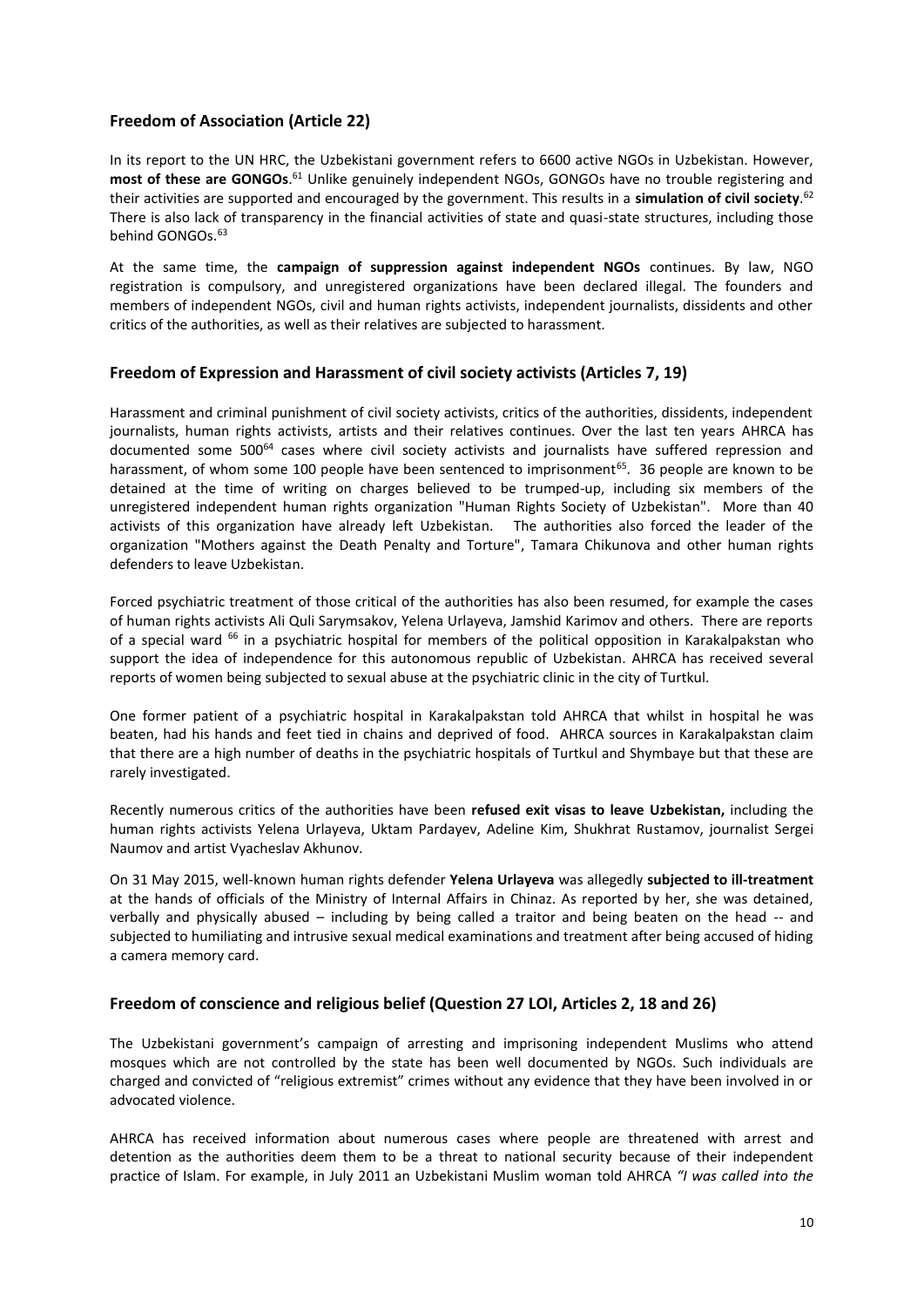## Freedom of Association (Article 22)

In its report to the UN HRC, the Uzbekistani government refers to 6600 active NGOs in Uzbekistan. However, **most of these are GONGOs**.[61] Unlike genuinely independent NGOs, GONGOs have no trouble registering and their activities are supported and encouraged by the government. This results in a **simulation of civil society**.[62] There is also lack of transparency in the financial activities of state and quasi-state structures, including those behind GONGOs.[63]

At the same time, the **campaign of suppression against independent NGOs** continues. By law, NGO registration is compulsory, and unregistered organizations have been declared illegal. The founders and members of independent NGOs, civil and human rights activists, independent journalists, dissidents and other critics of the authorities, as well as their relatives are subjected to harassment.

## Freedom of Expression and Harassment of civil society activists (Articles 7, 19)

Harassment and criminal punishment of civil society activists, critics of the authorities, dissidents, independent journalists, human rights activists, artists and their relatives continues. Over the last ten years AHRCA has documented some 500[64] cases where civil society activists and journalists have suffered repression and harassment, of whom some 100 people have been sentenced to imprisonment[65]. 36 people are known to be detained at the time of writing on charges believed to be trumped-up, including six members of the unregistered independent human rights organization "Human Rights Society of Uzbekistan". More than 40 activists of this organization have already left Uzbekistan. The authorities also forced the leader of the organization "Mothers against the Death Penalty and Torture", Tamara Chikunova and other human rights defenders to leave Uzbekistan.

Forced psychiatric treatment of those critical of the authorities has also been resumed, for example the cases of human rights activists Ali Quli Sarymsakov, Yelena Urlayeva, Jamshid Karimov and others. There are reports of a special ward [66] in a psychiatric hospital for members of the political opposition in Karakalpakstan who support the idea of independence for this autonomous republic of Uzbekistan. AHRCA has received several reports of women being subjected to sexual abuse at the psychiatric clinic in the city of Turtkul.

One former patient of a psychiatric hospital in Karakalpakstan told AHRCA that whilst in hospital he was beaten, had his hands and feet tied in chains and deprived of food. AHRCA sources in Karakalpakstan claim that there are a high number of deaths in the psychiatric hospitals of Turtkul and Shymbaye but that these are rarely investigated.

Recently numerous critics of the authorities have been **refused exit visas to leave Uzbekistan,** including the human rights activists Yelena Urlayeva, Uktam Pardayev, Adeline Kim, Shukhrat Rustamov, journalist Sergei Naumov and artist Vyacheslav Akhunov.

On 31 May 2015, well-known human rights defender **Yelena Urlayeva** was allegedly **subjected to ill-treatment** at the hands of officials of the Ministry of Internal Affairs in Chinaz. As reported by her, she was detained, verbally and physically abused – including by being called a traitor and being beaten on the head -- and subjected to humiliating and intrusive sexual medical examinations and treatment after being accused of hiding a camera memory card.

## Freedom of conscience and religious belief (Question 27 LOI, Articles 2, 18 and 26)

The Uzbekistani government's campaign of arresting and imprisoning independent Muslims who attend mosques which are not controlled by the state has been well documented by NGOs. Such individuals are charged and convicted of "religious extremist" crimes without any evidence that they have been involved in or advocated violence.

AHRCA has received information about numerous cases where people are threatened with arrest and detention as the authorities deem them to be a threat to national security because of their independent practice of Islam. For example, in July 2011 an Uzbekistani Muslim woman told AHRCA *"I was called into the*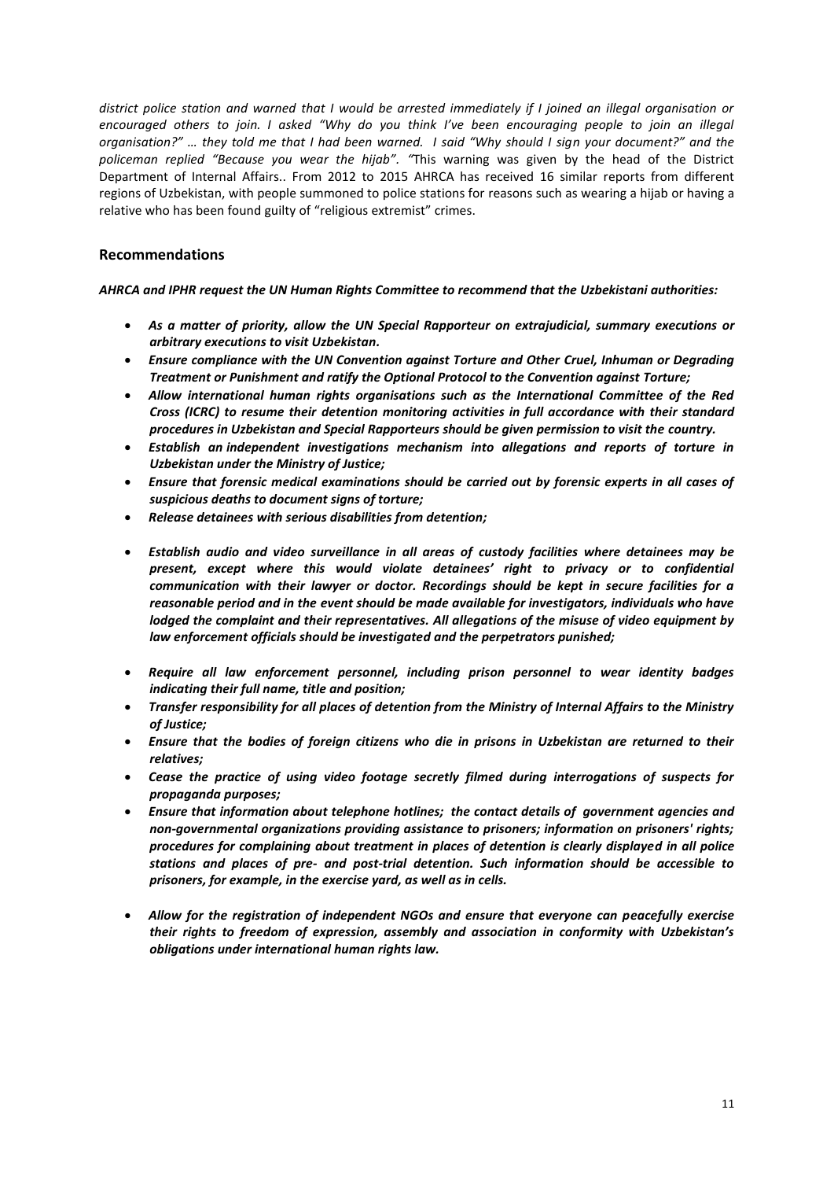*district police station and warned that I would be arrested immediately if I joined an illegal organisation or encouraged others to join. I asked "Why do you think I've been encouraging people to join an illegal organisation?" … they told me that I had been warned. I said "Why should I sign your document?" and the policeman replied "Because you wear the hijab". "*This warning was given by the head of the District Department of Internal Affairs.. From 2012 to 2015 AHRCA has received 16 similar reports from different regions of Uzbekistan, with people summoned to police stations for reasons such as wearing a hijab or having a relative who has been found guilty of "religious extremist" crimes.

## Recommendations

***AHRCA and IPHR request the UN Human Rights Committee to recommend that the Uzbekistani authorities:***

- ***As a matter of priority, allow the UN Special Rapporteur on extrajudicial, summary executions or arbitrary executions to visit Uzbekistan.***
- ***Ensure compliance with the UN Convention against Torture and Other Cruel, Inhuman or Degrading Treatment or Punishment and ratify the Optional Protocol to the Convention against Torture;***
- ***Allow international human rights organisations such as the International Committee of the Red Cross (ICRC) to resume their detention monitoring activities in full accordance with their standard procedures in Uzbekistan and Special Rapporteurs should be given permission to visit the country.***
- ***Establish an independent investigations mechanism into allegations and reports of torture in Uzbekistan under the Ministry of Justice;***
- ***Ensure that forensic medical examinations should be carried out by forensic experts in all cases of suspicious deaths to document signs of torture;***
- ***Release detainees with serious disabilities from detention;***
- ***Establish audio and video surveillance in all areas of custody facilities where detainees may be present, except where this would violate detainees' right to privacy or to confidential communication with their lawyer or doctor. Recordings should be kept in secure facilities for a reasonable period and in the event should be made available for investigators, individuals who have lodged the complaint and their representatives. All allegations of the misuse of video equipment by law enforcement officials should be investigated and the perpetrators punished;***
- ***Require all law enforcement personnel, including prison personnel to wear identity badges indicating their full name, title and position;***
- ***Transfer responsibility for all places of detention from the Ministry of Internal Affairs to the Ministry of Justice;***
- ***Ensure that the bodies of foreign citizens who die in prisons in Uzbekistan are returned to their relatives;***
- ***Cease the practice of using video footage secretly filmed during interrogations of suspects for propaganda purposes;***
- ***Ensure that information about telephone hotlines; the contact details of government agencies and non-governmental organizations providing assistance to prisoners; information on prisoners' rights; procedures for complaining about treatment in places of detention is clearly displayed in all police stations and places of pre- and post-trial detention. Such information should be accessible to prisoners, for example, in the exercise yard, as well as in cells.***
- ***Allow for the registration of independent NGOs and ensure that everyone can peacefully exercise their rights to freedom of expression, assembly and association in conformity with Uzbekistan's obligations under international human rights law.***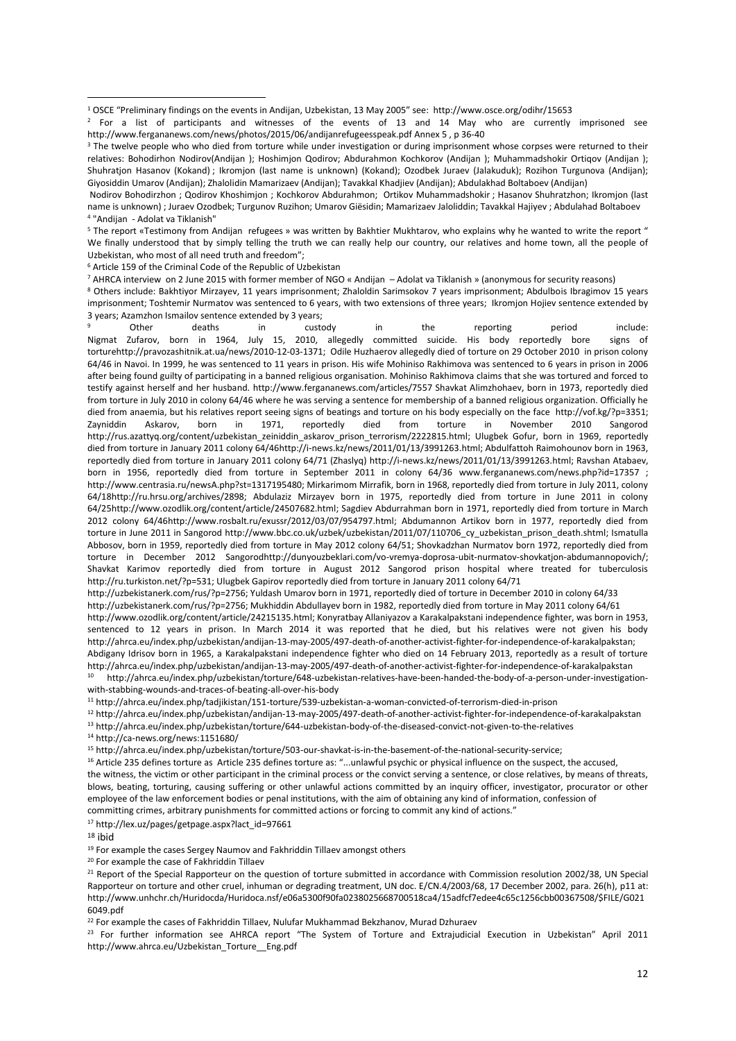[1] OSCE "Preliminary findings on the events in Andijan, Uzbekistan, 13 May 2005" see: http://www.osce.org/odihr/15653

[2] For a list of participants and witnesses of the events of 13 and 14 May who are currently imprisoned see http://www.fergananews.com/news/photos/2015/06/andijanrefugeesspeak.pdf Annex 5 , p 36-40

[3] The twelve people who who died from torture while under investigation or during imprisonment whose corpses were returned to their relatives: Bohodirhon Nodirov(Andijan ); Hoshimjon Qodirov; Abdurahmon Kochkorov (Andijan ); Muhammadshokir Ortiqov (Andijan ); Shuhratjon Hasanov (Kokand) ; Ikromjon (last name is unknown) (Kokand); Ozodbek Juraev (Jalakuduk); Rozihon Turgunova (Andijan); Giyosiddin Umarov (Andijan); Zhalolidin Mamarizaev (Andijan); Tavakkal Khadjiev (Andijan); Abdulakhad Boltaboev (Andijan)

Nodirov Bohodirzhon ; Qodirov Khoshimjon ; Kochkorov Abdurahmon; Ortikov Muhammadshokir ; Hasanov Shuhratzhon; Ikromjon (last name is unknown) ; Juraev Ozodbek; Turgunov Ruzihon; Umarov Giësidin; Mamarizaev Jaloliddin; Tavakkal Hajiyev ; Abdulahad Boltaboev

[4] "Andijan - Adolat va Tiklanish"

[5] The report «Testimony from Andijan refugees » was written by Bakhtier Mukhtarov, who explains why he wanted to write the report " We finally understood that by simply telling the truth we can really help our country, our relatives and home town, all the people of Uzbekistan, who most of all need truth and freedom";

[6] Article 159 of the Criminal Code of the Republic of Uzbekistan

[7] AHRCA interview on 2 June 2015 with former member of NGO « Andijan – Adolat va Tiklanish » (anonymous for security reasons)

[8] Others include: Bakhtiyor Mirzayev, 11 years imprisonment; Zhaloldin Sarimsokov 7 years imprisonment; Abdulbois Ibragimov 15 years imprisonment; Toshtemir Nurmatov was sentenced to 6 years, with two extensions of three years; Ikromjon Hojiev sentence extended by 3 years; Azamzhon Ismailov sentence extended by 3 years;

[9] Other deaths in custody in the reporting period include: Nigmat Zufarov, born in 1964, July 15, 2010, allegedly committed suicide. His body reportedly bore signs of torturehttp://pravozashitnik.at.ua/news/2010-12-03-1371; Odile Huzhaerov allegedly died of torture on 29 October 2010 in prison colony 64/46 in Navoi. In 1999, he was sentenced to 11 years in prison. His wife Mohiniso Rakhimova was sentenced to 6 years in prison in 2006 after being found guilty of participating in a banned religious organisation. Mohiniso Rakhimova claims that she was tortured and forced to testify against herself and her husband. http://www.fergananews.com/articles/7557 Shavkat Alimzhohaev, born in 1973, reportedly died from torture in July 2010 in colony 64/46 where he was serving a sentence for membership of a banned religious organization. Officially he died from anaemia, but his relatives report seeing signs of beatings and torture on his body especially on the face http://vof.kg/?p=3351; Zayniddin Askarov, born in 1971, reportedly died from torture in November 2010 Sangorod http://rus.azattyq.org/content/uzbekistan_zeiniddin_askarov_prison_terrorism/2222815.html; Ulugbek Gofur, born in 1969, reportedly died from torture in January 2011 colony 64/46http://i-news.kz/news/2011/01/13/3991263.html; Abdulfattoh Raimohounov born in 1963, reportedly died from torture in January 2011 colony 64/71 (Zhaslyq) http://i-news.kz/news/2011/01/13/3991263.html; Ravshan Atabaev, born in 1956, reportedly died from torture in September 2011 in colony 64/36 www.fergananews.com/news.php?id=17357 ; http://www.centrasia.ru/newsA.php?st=1317195480; Mirkarimom Mirrafik, born in 1968, reportedly died from torture in July 2011, colony 64/18http://ru.hrsu.org/archives/2898; Abdulaziz Mirzayev born in 1975, reportedly died from torture in June 2011 in colony 64/25http://www.ozodlik.org/content/article/24507682.html; Sagdiev Abdurrahman born in 1971, reportedly died from torture in March 2012 colony 64/46http://www.rosbalt.ru/exussr/2012/03/07/954797.html; Abdumannon Artikov born in 1977, reportedly died from torture in June 2011 in Sangorod http://www.bbc.co.uk/uzbek/uzbekistan/2011/07/110706_cy_uzbekistan_prison_death.shtml; Ismatulla Abbosov, born in 1959, reportedly died from torture in May 2012 colony 64/51; Shovkadzhan Nurmatov born 1972, reportedly died from torture in December 2012 Sangorodhttp://dunyouzbeklari.com/vo-vremya-doprosa-ubit-nurmatov-shovkatjon-abdumannopovich/; Shavkat Karimov reportedly died from torture in August 2012 Sangorod prison hospital where treated for tuberculosis http://ru.turkiston.net/?p=531; Ulugbek Gapirov reportedly died from torture in January 2011 colony 64/71 http://uzbekistanerk.com/rus/?p=2756; Yuldash Umarov born in 1971, reportedly died of torture in December 2010 in colony 64/33 http://uzbekistanerk.com/rus/?p=2756; Mukhiddin Abdullayev born in 1982, reportedly died from torture in May 2011 colony 64/61 http://www.ozodlik.org/content/article/24215135.html; Konyratbay Allaniyazov a Karakalpakstani independence fighter, was born in 1953, sentenced to 12 years in prison. In March 2014 it was reported that he died, but his relatives were not given his body http://ahrca.eu/index.php/uzbekistan/andijan-13-may-2005/497-death-of-another-activist-fighter-for-independence-of-karakalpakstan; Abdigany Idrisov born in 1965, a Karakalpakstani independence fighter who died on 14 February 2013, reportedly as a result of torture http://ahrca.eu/index.php/uzbekistan/andijan-13-may-2005/497-death-of-another-activist-fighter-for-independence-of-karakalpakstan

[10] http://ahrca.eu/index.php/uzbekistan/torture/648-uzbekistan-relatives-have-been-handed-the-body-of-a-person-under-investigation-with-stabbing-wounds-and-traces-of-beating-all-over-his-body

[11] http://ahrca.eu/index.php/tadjikistan/151-torture/539-uzbekistan-a-woman-convicted-of-terrorism-died-in-prison

[12] http://ahrca.eu/index.php/uzbekistan/andijan-13-may-2005/497-death-of-another-activist-fighter-for-independence-of-karakalpakstan

[13] http://ahrca.eu/index.php/uzbekistan/torture/644-uzbekistan-body-of-the-diseased-convict-not-given-to-the-relatives

[14] http://ca-news.org/news:1151680/

[15] http://ahrca.eu/index.php/uzbekistan/torture/503-our-shavkat-is-in-the-basement-of-the-national-security-service;

[16] Article 235 defines torture as Article 235 defines torture as: "...unlawful psychic or physical influence on the suspect, the accused, the witness, the victim or other participant in the criminal process or the convict serving a sentence, or close relatives, by means of threats, blows, beating, torturing, causing suffering or other unlawful actions committed by an inquiry officer, investigator, procurator or other employee of the law enforcement bodies or penal institutions, with the aim of obtaining any kind of information, confession of committing crimes, arbitrary punishments for committed actions or forcing to commit any kind of actions."

[17] http://lex.uz/pages/getpage.aspx?lact_id=97661

[18] ibid

[19] For example the cases Sergey Naumov and Fakhriddin Tillaev amongst others

[20] For example the case of Fakhriddin Tillaev

[21] Report of the Special Rapporteur on the question of torture submitted in accordance with Commission resolution 2002/38, UN Special Rapporteur on torture and other cruel, inhuman or degrading treatment, UN doc. E/CN.4/2003/68, 17 December 2002, para. 26(h), p11 at: http://www.unhchr.ch/Huridocda/Huridoca.nsf/e06a5300f90fa0238025668700518ca4/15adfcf7edee4c65c1256cbb00367508/$FILE/G0216049.pdf

[22] For example the cases of Fakhriddin Tillaev, Nulufar Mukhammad Bekzhanov, Murad Dzhuraev

[23] For further information see AHRCA report "The System of Torture and Extrajudicial Execution in Uzbekistan" April 2011 http://www.ahrca.eu/Uzbekistan_Torture__Eng.pdf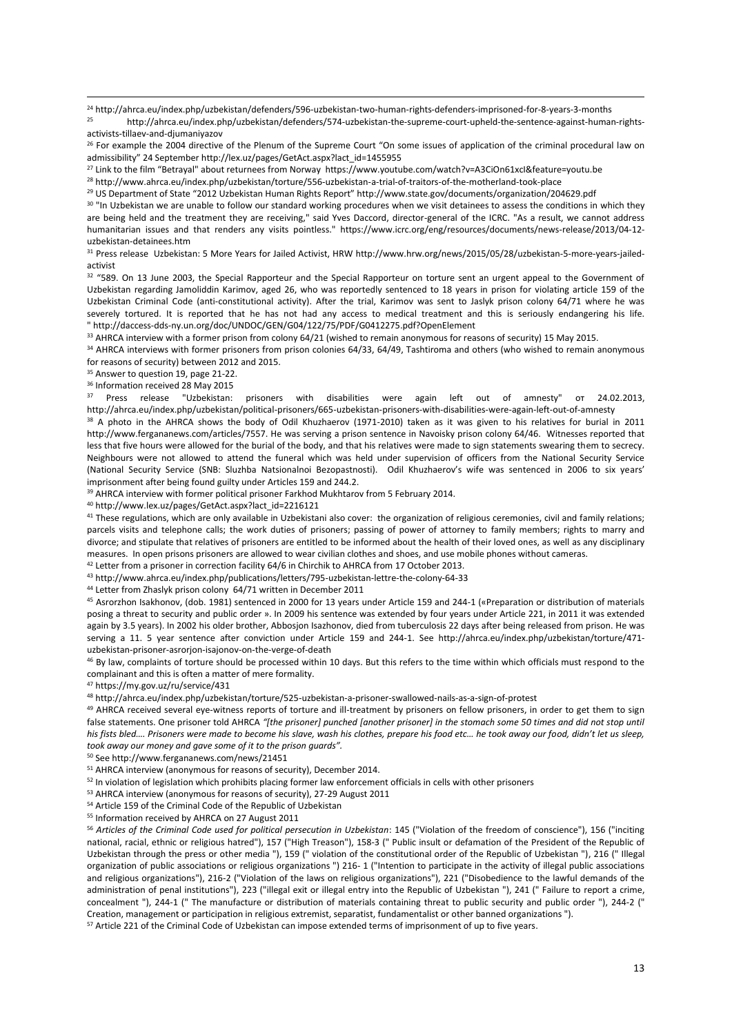[24] http://ahrca.eu/index.php/uzbekistan/defenders/596-uzbekistan-two-human-rights-defenders-imprisoned-for-8-years-3-months

[25] http://ahrca.eu/index.php/uzbekistan/defenders/574-uzbekistan-the-supreme-court-upheld-the-sentence-against-human-rights-activists-tillaev-and-djumaniyazov

[26] For example the 2004 directive of the Plenum of the Supreme Court "On some issues of application of the criminal procedural law on admissibility" 24 September http://lex.uz/pages/GetAct.aspx?lact_id=1455955

[27] Link to the film "Betrayal" about returnees from Norway https://www.youtube.com/watch?v=A3CiOn61xcI&feature=youtu.be

[28] http://www.ahrca.eu/index.php/uzbekistan/torture/556-uzbekistan-a-trial-of-traitors-of-the-motherland-took-place

[29] US Department of State "2012 Uzbekistan Human Rights Report" http://www.state.gov/documents/organization/204629.pdf

[30] "In Uzbekistan we are unable to follow our standard working procedures when we visit detainees to assess the conditions in which they are being held and the treatment they are receiving," said Yves Daccord, director-general of the ICRC. "As a result, we cannot address humanitarian issues and that renders any visits pointless." https://www.icrc.org/eng/resources/documents/news-release/2013/04-12-uzbekistan-detainees.htm

[31] Press release Uzbekistan: 5 More Years for Jailed Activist, HRW http://www.hrw.org/news/2015/05/28/uzbekistan-5-more-years-jailed-activist

[32] "589. On 13 June 2003, the Special Rapporteur and the Special Rapporteur on torture sent an urgent appeal to the Government of Uzbekistan regarding Jamoliddin Karimov, aged 26, who was reportedly sentenced to 18 years in prison for violating article 159 of the Uzbekistan Criminal Code (anti-constitutional activity). After the trial, Karimov was sent to Jaslyk prison colony 64/71 where he was severely tortured. It is reported that he has not had any access to medical treatment and this is seriously endangering his life. " http://daccess-dds-ny.un.org/doc/UNDOC/GEN/G04/122/75/PDF/G0412275.pdf?OpenElement

[33] AHRCA interview with a former prison from colony 64/21 (wished to remain anonymous for reasons of security) 15 May 2015.

[34] AHRCA interviews with former prisoners from prison colonies 64/33, 64/49, Tashtiroma and others (who wished to remain anonymous for reasons of security) between 2012 and 2015.

[35] Answer to question 19, page 21-22.

[36] Information received 28 May 2015

[37] Press release "Uzbekistan: prisoners with disabilities were again left out of amnesty" от 24.02.2013, http://ahrca.eu/index.php/uzbekistan/political-prisoners/665-uzbekistan-prisoners-with-disabilities-were-again-left-out-of-amnesty

[38] A photo in the AHRCA shows the body of Odil Khuzhaerov (1971-2010) taken as it was given to his relatives for burial in 2011 http://www.fergananews.com/articles/7557. He was serving a prison sentence in Navoisky prison colony 64/46. Witnesses reported that less that five hours were allowed for the burial of the body, and that his relatives were made to sign statements swearing them to secrecy. Neighbours were not allowed to attend the funeral which was held under supervision of officers from the National Security Service (National Security Service (SNB: Sluzhba Natsionalnoi Bezopastnosti). Odil Khuzhaerov's wife was sentenced in 2006 to six years' imprisonment after being found guilty under Articles 159 and 244.2.

[39] AHRCA interview with former political prisoner Farkhod Mukhtarov from 5 February 2014.

[40] http://www.lex.uz/pages/GetAct.aspx?lact_id=2216121

[41] These regulations, which are only available in Uzbekistani also cover: the organization of religious ceremonies, civil and family relations; parcels visits and telephone calls; the work duties of prisoners; passing of power of attorney to family members; rights to marry and divorce; and stipulate that relatives of prisoners are entitled to be informed about the health of their loved ones, as well as any disciplinary measures. In open prisons prisoners are allowed to wear civilian clothes and shoes, and use mobile phones without cameras.

[42] Letter from a prisoner in correction facility 64/6 in Chirchik to AHRCA from 17 October 2013.

[43] http://www.ahrca.eu/index.php/publications/letters/795-uzbekistan-lettre-the-colony-64-33

[44] Letter from Zhaslyk prison colony 64/71 written in December 2011

[45] Asrorzhon Isakhonov, (dob. 1981) sentenced in 2000 for 13 years under Article 159 and 244-1 («Preparation or distribution of materials posing a threat to security and public order ». In 2009 his sentence was extended by four years under Article 221, in 2011 it was extended again by 3.5 years). In 2002 his older brother, Abbosjon Isazhonov, died from tuberculosis 22 days after being released from prison. He was serving a 11. 5 year sentence after conviction under Article 159 and 244-1. See http://ahrca.eu/index.php/uzbekistan/torture/471-uzbekistan-prisoner-asrorjon-isajonov-on-the-verge-of-death

[46] By law, complaints of torture should be processed within 10 days. But this refers to the time within which officials must respond to the complainant and this is often a matter of mere formality.

[47] https://my.gov.uz/ru/service/431

[48] http://ahrca.eu/index.php/uzbekistan/torture/525-uzbekistan-a-prisoner-swallowed-nails-as-a-sign-of-protest

[49] AHRCA received several eye-witness reports of torture and ill-treatment by prisoners on fellow prisoners, in order to get them to sign false statements. One prisoner told AHRCA *"[the prisoner] punched [another prisoner] in the stomach some 50 times and did not stop until his fists bled…. Prisoners were made to become his slave, wash his clothes, prepare his food etc… he took away our food, didn't let us sleep, took away our money and gave some of it to the prison guards".*

[50] See http://www.fergananews.com/news/21451

[51] AHRCA interview (anonymous for reasons of security), December 2014.

[52] In violation of legislation which prohibits placing former law enforcement officials in cells with other prisoners

[53] AHRCA interview (anonymous for reasons of security), 27-29 August 2011

[54] Article 159 of the Criminal Code of the Republic of Uzbekistan

[55] Information received by AHRCA on 27 August 2011

[56] *Articles of the Criminal Code used for political persecution in Uzbekistan*: 145 ("Violation of the freedom of conscience"), 156 ("inciting national, racial, ethnic or religious hatred"), 157 ("High Treason"), 158-3 (" Public insult or defamation of the President of the Republic of Uzbekistan through the press or other media "), 159 (" violation of the constitutional order of the Republic of Uzbekistan "), 216 (" Illegal organization of public associations or religious organizations ") 216- 1 ("Intention to participate in the activity of illegal public associations and religious organizations"), 216-2 ("Violation of the laws on religious organizations"), 221 ("Disobedience to the lawful demands of the administration of penal institutions"), 223 ("illegal exit or illegal entry into the Republic of Uzbekistan "), 241 (" Failure to report a crime, concealment "), 244-1 (" The manufacture or distribution of materials containing threat to public security and public order "), 244-2 (" Creation, management or participation in religious extremist, separatist, fundamentalist or other banned organizations ").

[57] Article 221 of the Criminal Code of Uzbekistan can impose extended terms of imprisonment of up to five years.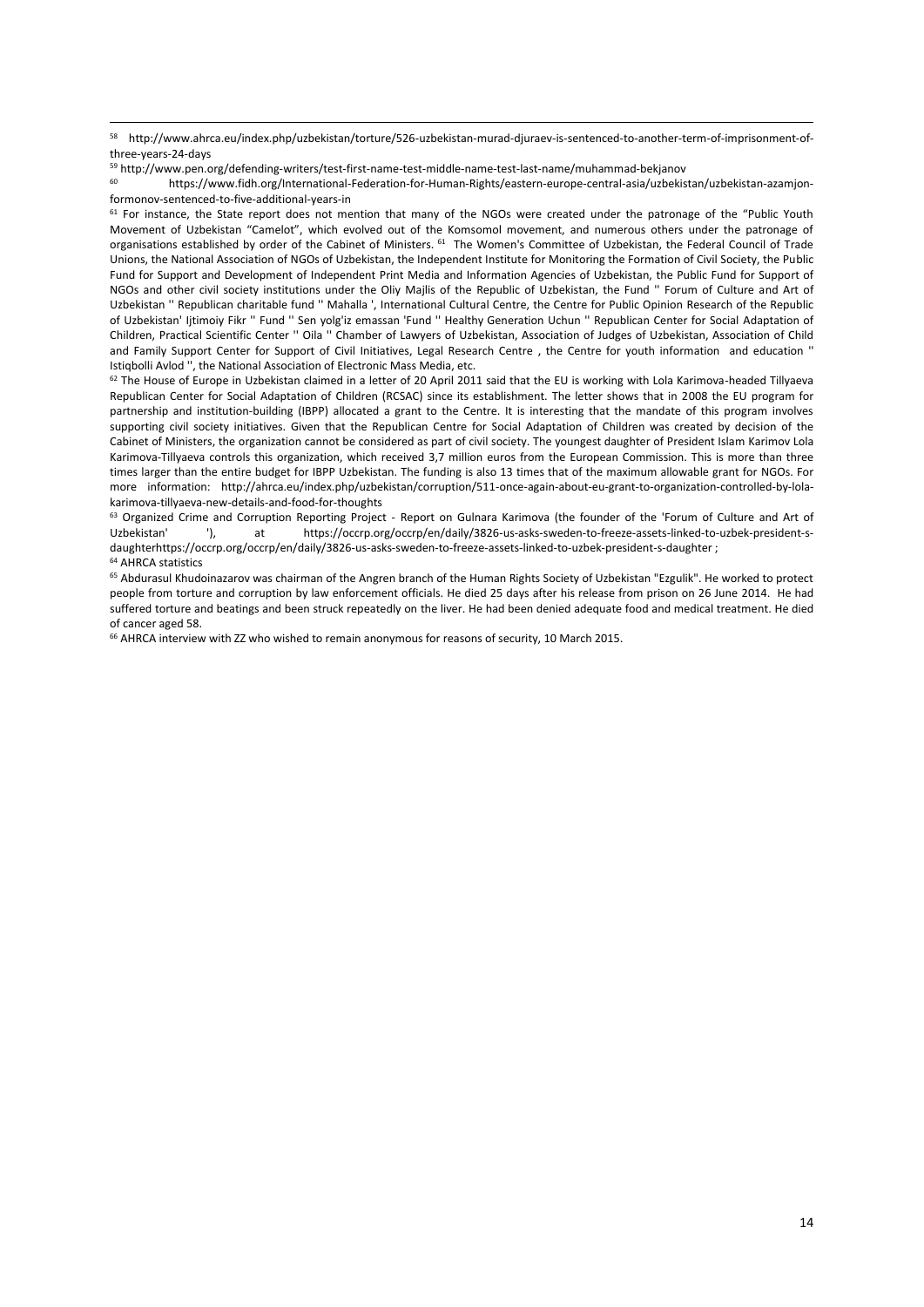[58] http://www.ahrca.eu/index.php/uzbekistan/torture/526-uzbekistan-murad-djuraev-is-sentenced-to-another-term-of-imprisonment-of-three-years-24-days

[59] http://www.pen.org/defending-writers/test-first-name-test-middle-name-test-last-name/muhammad-bekjanov

[60] https://www.fidh.org/International-Federation-for-Human-Rights/eastern-europe-central-asia/uzbekistan/uzbekistan-azamjon-formonov-sentenced-to-five-additional-years-in

[61] For instance, the State report does not mention that many of the NGOs were created under the patronage of the "Public Youth Movement of Uzbekistan "Camelot", which evolved out of the Komsomol movement, and numerous others under the patronage of organisations established by order of the Cabinet of Ministers. [61] The Women's Committee of Uzbekistan, the Federal Council of Trade Unions, the National Association of NGOs of Uzbekistan, the Independent Institute for Monitoring the Formation of Civil Society, the Public Fund for Support and Development of Independent Print Media and Information Agencies of Uzbekistan, the Public Fund for Support of NGOs and other civil society institutions under the Oliy Majlis of the Republic of Uzbekistan, the Fund '' Forum of Culture and Art of Uzbekistan '' Republican charitable fund '' Mahalla ', International Cultural Centre, the Centre for Public Opinion Research of the Republic of Uzbekistan' Ijtimoiy Fikr '' Fund '' Sen yolg'iz emassan 'Fund '' Healthy Generation Uchun '' Republican Center for Social Adaptation of Children, Practical Scientific Center '' Oila '' Chamber of Lawyers of Uzbekistan, Association of Judges of Uzbekistan, Association of Child and Family Support Center for Support of Civil Initiatives, Legal Research Centre , the Centre for youth information and education '' Istiqbolli Avlod '', the National Association of Electronic Mass Media, etc.

[62] The House of Europe in Uzbekistan claimed in a letter of 20 April 2011 said that the EU is working with Lola Karimova-headed Tillyaeva Republican Center for Social Adaptation of Children (RCSAC) since its establishment. The letter shows that in 2008 the EU program for partnership and institution-building (IBPP) allocated a grant to the Centre. It is interesting that the mandate of this program involves supporting civil society initiatives. Given that the Republican Centre for Social Adaptation of Children was created by decision of the Cabinet of Ministers, the organization cannot be considered as part of civil society. The youngest daughter of President Islam Karimov Lola Karimova-Tillyaeva controls this organization, which received 3,7 million euros from the European Commission. This is more than three times larger than the entire budget for IBPP Uzbekistan. The funding is also 13 times that of the maximum allowable grant for NGOs. For more information: http://ahrca.eu/index.php/uzbekistan/corruption/511-once-again-about-eu-grant-to-organization-controlled-by-lola-karimova-tillyaeva-new-details-and-food-for-thoughts

[63] Organized Crime and Corruption Reporting Project - Report on Gulnara Karimova (the founder of the 'Forum of Culture and Art of Uzbekistan' '), at https://occrp.org/occrp/en/daily/3826-us-asks-sweden-to-freeze-assets-linked-to-uzbek-president-s-daughterhttps://occrp.org/occrp/en/daily/3826-us-asks-sweden-to-freeze-assets-linked-to-uzbek-president-s-daughter ;

[64] AHRCA statistics

[65] Abdurasul Khudoinazarov was chairman of the Angren branch of the Human Rights Society of Uzbekistan "Ezgulik". He worked to protect people from torture and corruption by law enforcement officials. He died 25 days after his release from prison on 26 June 2014. He had suffered torture and beatings and been struck repeatedly on the liver. He had been denied adequate food and medical treatment. He died of cancer aged 58.

[66] AHRCA interview with ZZ who wished to remain anonymous for reasons of security, 10 March 2015.